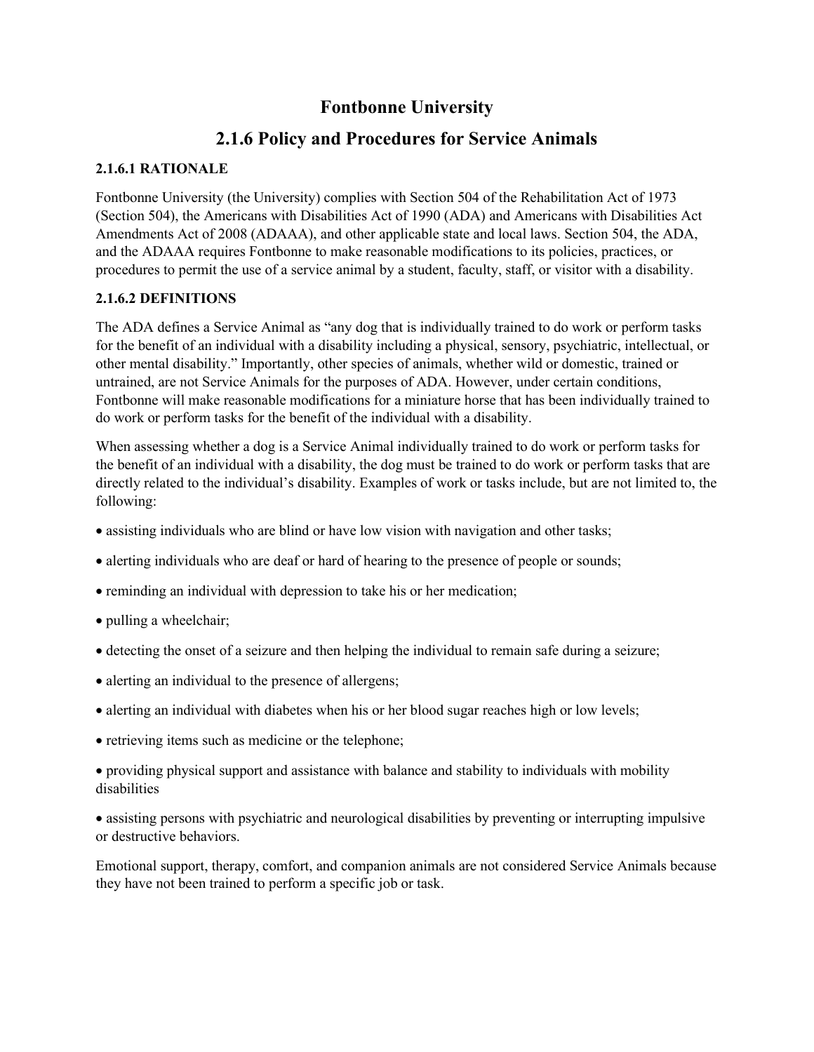# Fontbonne University

## 2.1.6 Policy and Procedures for Service Animals

### 2.1.6.1 RATIONALE

Fontbonne University (the University) complies with Section 504 of the Rehabilitation Act of 1973 (Section 504), the Americans with Disabilities Act of 1990 (ADA) and Americans with Disabilities Act Amendments Act of 2008 (ADAAA), and other applicable state and local laws. Section 504, the ADA, and the ADAAA requires Fontbonne to make reasonable modifications to its policies, practices, or procedures to permit the use of a service animal by a student, faculty, staff, or visitor with a disability.

### 2.1.6.2 DEFINITIONS

The ADA defines a Service Animal as "any dog that is individually trained to do work or perform tasks for the benefit of an individual with a disability including a physical, sensory, psychiatric, intellectual, or other mental disability." Importantly, other species of animals, whether wild or domestic, trained or untrained, are not Service Animals for the purposes of ADA. However, under certain conditions, Fontbonne will make reasonable modifications for a miniature horse that has been individually trained to do work or perform tasks for the benefit of the individual with a disability.

When assessing whether a dog is a Service Animal individually trained to do work or perform tasks for the benefit of an individual with a disability, the dog must be trained to do work or perform tasks that are directly related to the individual's disability. Examples of work or tasks include, but are not limited to, the following:

- assisting individuals who are blind or have low vision with navigation and other tasks;
- alerting individuals who are deaf or hard of hearing to the presence of people or sounds;
- reminding an individual with depression to take his or her medication;
- pulling a wheelchair;
- detecting the onset of a seizure and then helping the individual to remain safe during a seizure;
- alerting an individual to the presence of allergens;
- alerting an individual with diabetes when his or her blood sugar reaches high or low levels;
- retrieving items such as medicine or the telephone;
- providing physical support and assistance with balance and stability to individuals with mobility disabilities
- assisting persons with psychiatric and neurological disabilities by preventing or interrupting impulsive or destructive behaviors.

Emotional support, therapy, comfort, and companion animals are not considered Service Animals because they have not been trained to perform a specific job or task.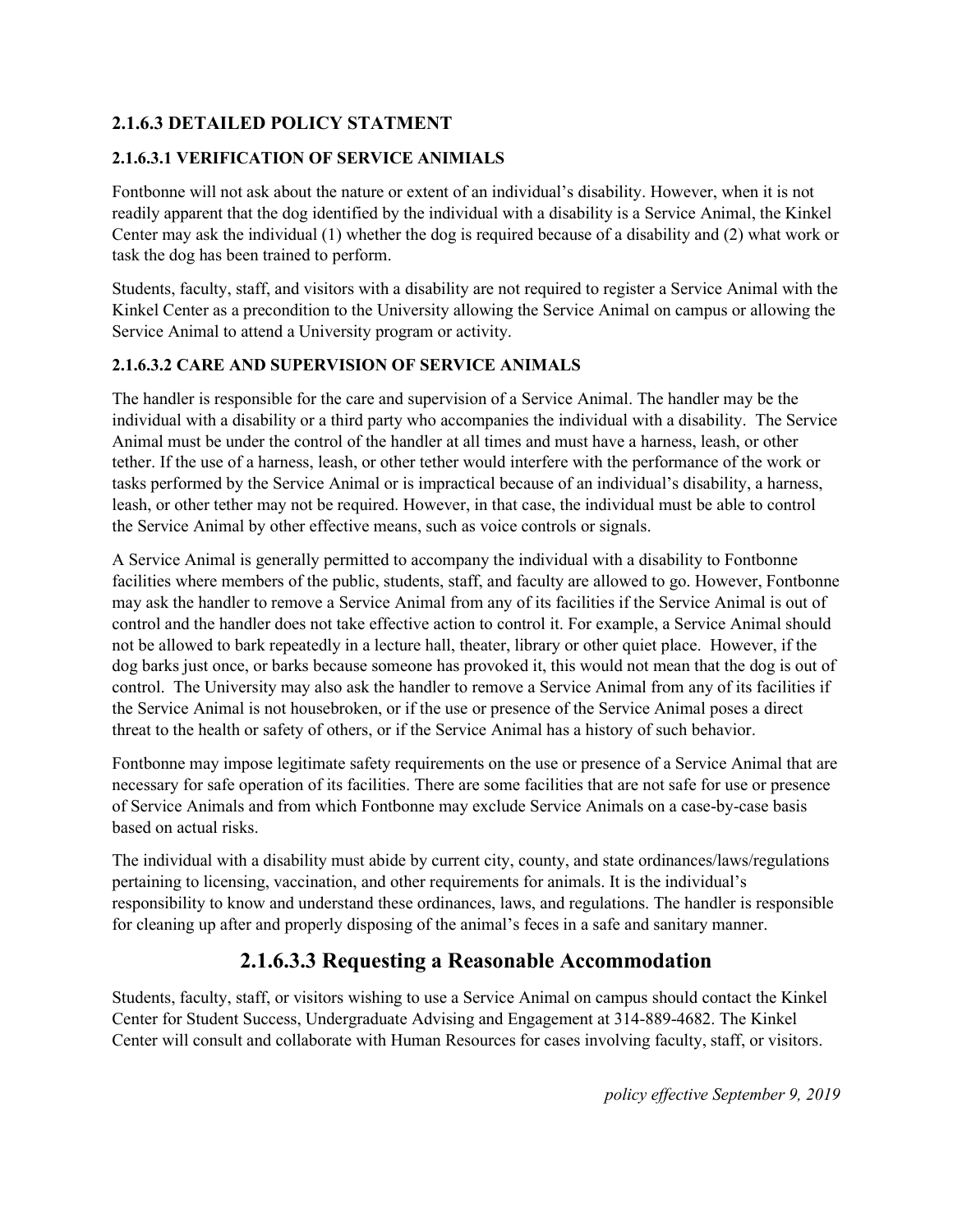### 2.1.6.3 DETAILED POLICY STATMENT

#### 2.1.6.3.1 VERIFICATION OF SERVICE ANIMALS

Fontbonne will not ask about the nature or extent of an individual's disability. However, when it is not readily apparent that the dog identified by the individual with a disability is a Service Animal, the Kinkel Center may ask the individual (1) whether the dog is required because of a disability and (2) what work or task the dog has been trained to perform.

Students, faculty, staff, and visitors with a disability are not required to register a Service Animal with the Kinkel Center as a precondition to the University allowing the Service Animal on campus or allowing the Service Animal to attend a University program or activity.

#### 2.1.6.3.2 CARE AND SUPERVISION OF SERVICE ANIMALS

The handler is responsible for the care and supervision of a Service Animal. The handler may be the individual with a disability or a third party who accompanies the individual with a disability. The Service Animal must be under the control of the handler at all times and must have a harness, leash, or other tether. If the use of a harness, leash, or other tether would interfere with the performance of the work or tasks performed by the Service Animal or is impractical because of an individual's disability, a harness, leash, or other tether may not be required. However, in that case, the individual must be able to control the Service Animal by other effective means, such as voice controls or signals.

A Service Animal is generally permitted to accompany the individual with a disability to Fontbonne facilities where members of the public, students, staff, and faculty are allowed to go. However, Fontbonne may ask the handler to remove a Service Animal from any of its facilities if the Service Animal is out of control and the handler does not take effective action to control it. For example, a Service Animal should not be allowed to bark repeatedly in a lecture hall, theater, library or other quiet place. However, if the dog barks just once, or barks because someone has provoked it, this would not mean that the dog is out of control. The University may also ask the handler to remove a Service Animal from any of its facilities if the Service Animal is not housebroken, or if the use or presence of the Service Animal poses a direct threat to the health or safety of others, or if the Service Animal has a history of such behavior.

Fontbonne may impose legitimate safety requirements on the use or presence of a Service Animal that are necessary for safe operation of its facilities. There are some facilities that are not safe for use or presence of Service Animals and from which Fontbonne may exclude Service Animals on a case-by-case basis based on actual risks.

The individual with a disability must abide by current city, county, and state ordinances/laws/regulations pertaining to licensing, vaccination, and other requirements for animals. It is the individual's responsibility to know and understand these ordinances, laws, and regulations. The handler is responsible for cleaning up after and properly disposing of the animal's feces in a safe and sanitary manner.

## 2.1.6.3.3 Requesting a Reasonable Accommodation

Students, faculty, staff, or visitors wishing to use a Service Animal on campus should contact the Kinkel Center for Student Success, Undergraduate Advising and Engagement at 314-889-4682. The Kinkel Center will consult and collaborate with Human Resources for cases involving faculty, staff, or visitors.

*policy effective September 9, 2019*